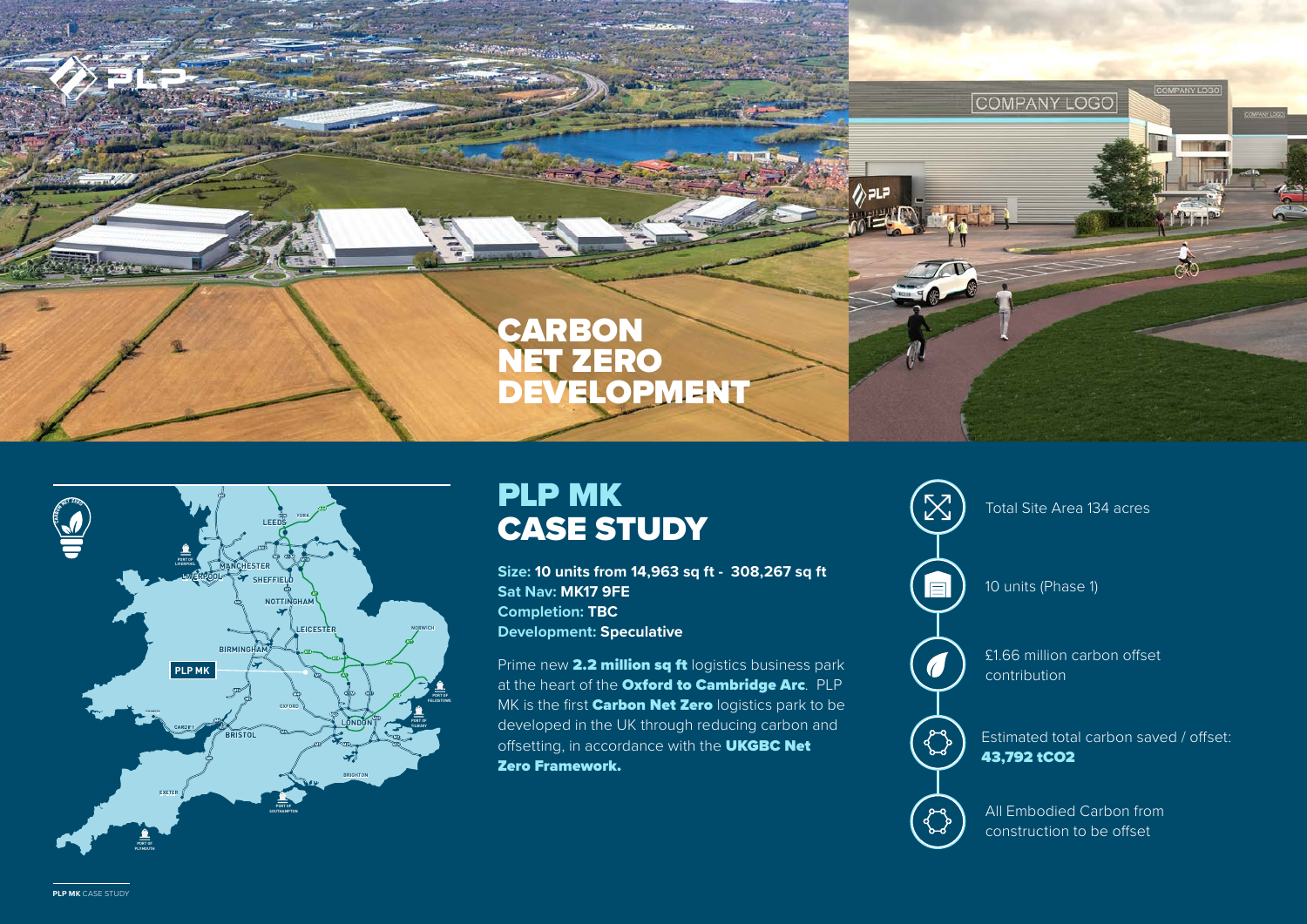# CARBON NET ZERO DEVELOPMENT

## PLP MK CASE STUDY

**Size: 10 units from 14,963 sq ft - 308,267 sq ft**
**Sat Nav: MK17 9FE**
**Completion: TBC**
**Development: Speculative**

Prime new **2.2 million sq ft** logistics business park at the heart of the **Oxford to Cambridge Arc**. PLP MK is the first **Carbon Net Zero** logistics park to be developed in the UK through reducing carbon and offsetting, in accordance with the **UKGBC Net Zero Framework.**

- Total Site Area 134 acres
- 10 units (Phase 1)
- £1.66 million carbon offset contribution
- Estimated total carbon saved / offset: **43,792 $tCO_2$**
- All Embodied Carbon from construction to be offset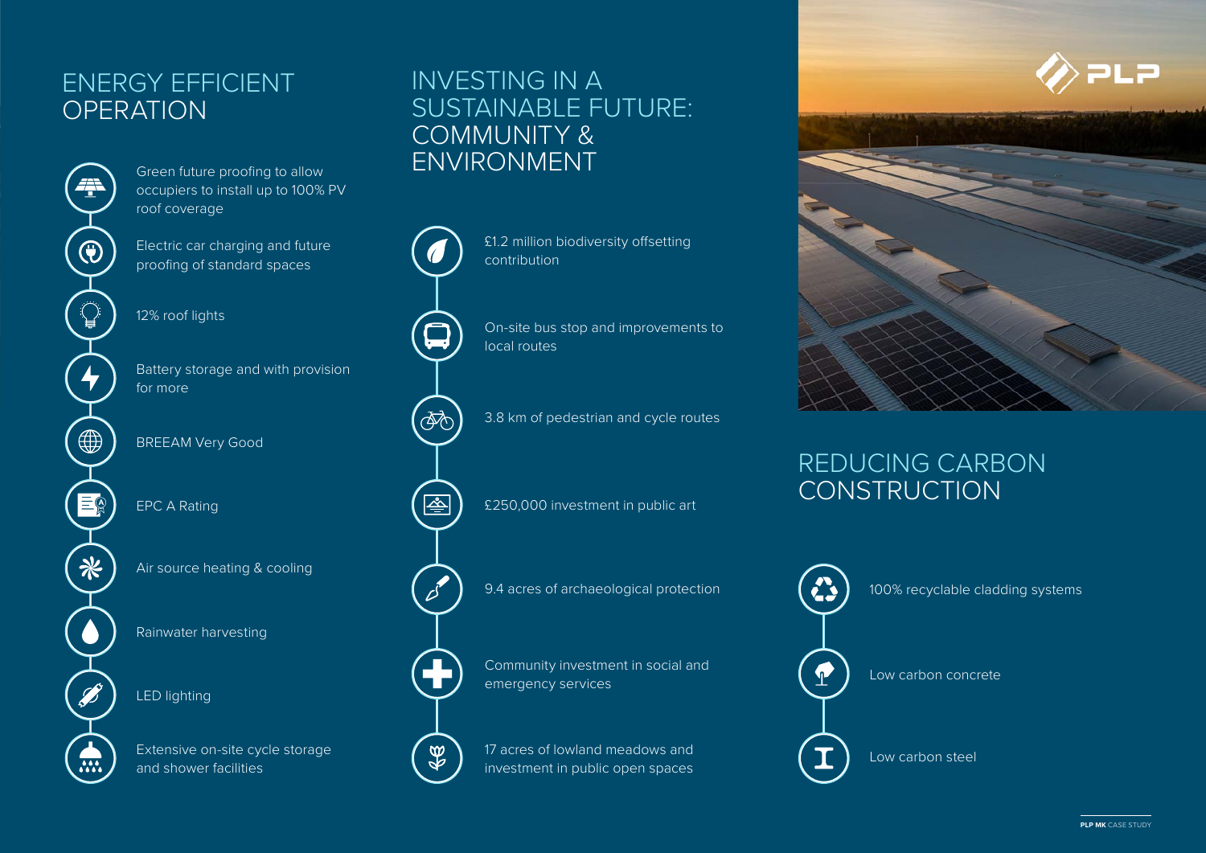## ENERGY EFFICIENT OPERATION

- Green future proofing to allow occupiers to install up to 100% PV roof coverage
- Electric car charging and future proofing of standard spaces
- 12% roof lights
- Battery storage and with provision for more
- BREEAM Very Good
- EPC A Rating
- Air source heating & cooling
- Rainwater harvesting
- LED lighting
- Extensive on-site cycle storage and shower facilities

## INVESTING IN A SUSTAINABLE FUTURE: COMMUNITY & ENVIRONMENT

- £1.2 million biodiversity offsetting contribution
- On-site bus stop and improvements to local routes
- 3.8 km of pedestrian and cycle routes
- £250,000 investment in public art
- 9.4 acres of archaeological protection
- Community investment in social and emergency services
- 17 acres of lowland meadows and investment in public open spaces

## REDUCING CARBON CONSTRUCTION

- 100% recyclable cladding systems
- Low carbon concrete
- Low carbon steel